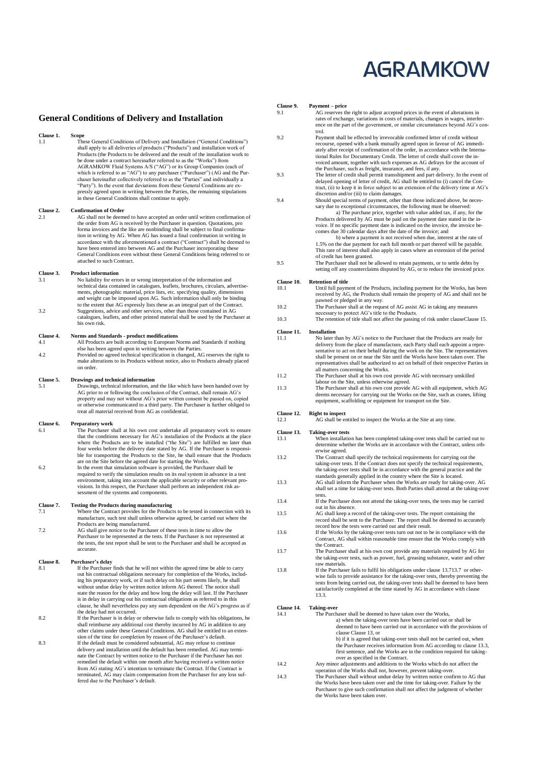# AGRAMKOW

## General Conditions of Delivery and Installation

**Clause 1. Scope**

1.1 These General Conditions of Delivery and Installation ("General Conditions") shall apply to all deliveries of products ("Products") and installation work of Products (the Products to be delivered and the result of the installation work to be done under a contract hereinafter referred to as the "Works") from AGRAMKOW Fluid Systems A/S ("AG") or its Group Companies (each of which is referred to as "AG") to any purchaser ("Purchaser") (AG and the Purchaser hereinafter collectively referred to as the "Parties" and individually a "Party"). In the event that deviations from these General Conditions are expressly agreed upon in writing between the Parties, the remaining stipulations in these General Conditions shall continue to apply.

**Clause 2. Confirmation of Order**

2.1 AG shall not be deemed to have accepted an order until written confirmation of the order from AG is received by the Purchaser in question. Quotations, pro forma invoices and the like are nonbinding shall be subject to final confirmation in writing by AG. When AG has issued a final confirmation in writing in accordance with the aforementioned a contract ("Contract") shall be deemed to have been entered into between AG and the Purchaser incorporating these General Conditions even without these General Conditions being referred to or attached to such Contract.

**Clause 3. Product information**

3.1 No liability for errors in or wrong interpretation of the information and technical data contained in catalogues, leaflets, brochures, circulars, advertisements, photographic material, price lists, etc. specifying quality, dimensions and weight can be imposed upon AG. Such information shall only be binding to the extent that AG expressly lists these as an integral part of the Contract.

3.2 Suggestions, advice and other services, other than those contained in AG catalogues, leaflets, and other printed material shall be used by the Purchaser at his own risk.

**Clause 4. Norms and Standards - product modifications**

4.1 All Products are built according to European Norms and Standards if nothing else has been agreed upon in writing between the Parties.

4.2 Provided no agreed technical specification is changed, AG reserves the right to make alterations to its Products without notice, also to Products already placed on order.

**Clause 5. Drawings and technical information**

5.1 Drawings, technical information, and the like which have been handed over by AG prior to or following the conclusion of the Contract, shall remain AG's property and may not without AG's prior written consent be passed on, copied or otherwise communicated to a third party. The Purchaser is further obliged to treat all material received from AG as confidential.

**Clause 6. Preparatory work**

6.1 The Purchaser shall at his own cost undertake all preparatory work to ensure that the conditions necessary for AG's installation of the Products at the place where the Products are to be installed ("the Site") are fulfilled no later than four weeks before the delivery date stated by AG. If the Purchaser is responsible for transporting the Products to the Site, he shall ensure that the Products are on the Site before the agreed date for starting the Works.

6.2 In the event that simulation software is provided, the Purchaser shall be required to verify the simulation results on its real system in advance in a test environment, taking into account the applicable security or other relevant provisions. In this respect, the Purchaser shall perform an independent risk assessment of the systems and components.

**Clause 7. Testing the Products during manufacturing**

7.1 Where the Contract provides for the Products to be tested in connection with its manufacture, such test shall unless otherwise agreed, be carried out where the Products are being manufactured.

7.2 AG shall give notice to the Purchaser of these tests in time to allow the Purchaser to be represented at the tests. If the Purchaser is not represented at the tests, the test report shall be sent to the Purchaser and shall be accepted as accurate.

**Clause 8. Purchaser's delay**

8.1 If the Purchaser finds that he will not within the agreed time be able to carry out his contractual obligations necessary for completion of the Works, including his preparatory work, or if such delay on his part seems likely, he shall without undue delay by written notice inform AG thereof. The notice shall state the reason for the delay and how long the delay will last. If the Purchaser is in delay in carrying out his contractual obligations as referred to in this clause, he shall nevertheless pay any sum dependent on the AG's progress as if the delay had not occurred.

8.2 If the Purchaser is in delay or otherwise fails to comply with his obligations, he shall reimburse any additional cost thereby incurred by AG in addition to any other claims under these General Conditions. AG shall be entitled to an extension of the time for completion by reason of the Purchaser's default.

8.3 If the default must be considered substantial, AG may refuse to continue delivery and installation until the default has been remedied. AG may terminate the Contract by written notice to the Purchaser if the Purchaser has not remedied the default within one month after having received a written notice from AG stating AG's intention to terminate the Contract. If the Contract is terminated, AG may claim compensation from the Purchaser for any loss suffered due to the Purchaser's default.

**Clause 9. Payment – price**

9.1 AG reserves the right to adjust accepted prices in the event of alterations in rates of exchange, variations in costs of materials, changes in wages, interference on the part of the government, or similar circumstances beyond AG's control.

9.2 Payment shall be effected by irrevocable confirmed letter of credit without recourse, opened with a bank mutually agreed upon in favour of AG immediately after receipt of confirmation of the order, in accordance with the International Rules for Documentary Credit. The letter of credit shall cover the invoiced amount, together with such expenses as AG defrays for the account of the Purchaser, such as freight, insurance, and fees, if any.

9.3 The letter of credit shall permit transshipment and part delivery. In the event of delayed opening of letter of credit, AG shall be entitled to (i) cancel the Contract, (ii) to keep it in force subject to an extension of the delivery time at AG's discretion and/or (iii) to claim damages.

9.4 Should special terms of payment, other than those indicated above, be necessary due to exceptional circumstances, the following must be observed:

a) The purchase price, together with value added tax, if any, for the Products delivered by AG must be paid on the payment date stated in the invoice. If no specific payment date is indicated on the invoice, the invoice becomes due 30 calendar days after the date of the invoice; and

b) where a payment is not received when due, interest at the rate of 1.5% on the due payment for each full month or part thereof will be payable. This rate of interest shall also apply in cases where an extension of the period of credit has been granted.

9.5 The Purchaser shall not be allowed to retain payments, or to settle debts by setting off any counterclaims disputed by AG, or to reduce the invoiced price.

**Clause 10. Retention of title**

10.1 Until full payment of the Products, including payment for the Works, has been received by AG, the Products shall remain the property of AG and shall not be pawned or pledged in any way.

10.2 The Purchaser shall at the request of AG assist AG in taking any measures necessary to protect AG's title to the Products.

10.3 The retention of title shall not affect the passing of risk under clauseClause 15.

**Clause 11. Installation**

11.1 No later than by AG's notice to the Purchaser that the Products are ready for delivery from the place of manufacture, each Party shall each appoint a representative to act on their behalf during the work on the Site. The representatives shall be present on or near the Site until the Works have been taken over. The representatives shall be authorized to act on behalf of their respective Parties in all matters concerning the Works.

11.2 The Purchaser shall at his own cost provide AG with necessary unskilled labour on the Site, unless otherwise agreed.

11.3 The Purchaser shall at his own cost provide AG with all equipment, which AG deems necessary for carrying out the Works on the Site, such as cranes, lifting equipment, scaffolding or equipment for transport on the Site.

**Clause 12. Right to inspect**

12.1 AG shall be entitled to inspect the Works at the Site at any time.

**Clause 13. Taking-over tests**

13.1 When installation has been completed taking-over tests shall be carried out to determine whether the Works are in accordance with the Contract, unless otherwise agreed.

13.2 The Contract shall specify the technical requirements for carrying out the taking-over tests. If the Contract does not specify the technical requirements, the taking-over tests shall be in accordance with the general practice and the standards generally applied in the country where the Site is located.

13.3 AG shall inform the Purchaser when the Works are ready for taking-over. AG shall set a time for taking-over tests. Both Parties shall attend at the taking-over tests.

13.4 If the Purchaser does not attend the taking-over tests, the tests may be carried out in his absence.

13.5 AG shall keep a record of the taking-over tests. The report containing the record shall be sent to the Purchaser. The report shall be deemed to accurately record how the tests were carried out and their result.

13.6 If the Works by the taking-over tests turn out not to be in compliance with the Contract, AG shall within reasonable time ensure that the Works comply with the Contract.

13.7 The Purchaser shall at his own cost provide any materials required by AG for the taking-over tests, such as power, fuel, greasing substance, water and other raw materials.

13.8 If the Purchaser fails to fulfil his obligations under clause 13.713.7 or otherwise fails to provide assistance for the taking-over tests, thereby preventing the tests from being carried out, the taking-over tests shall be deemed to have been satisfactorily completed at the time stated by AG in accordance with clause 13.3.

**Clause 14. Taking-over**

14.1 The Purchaser shall be deemed to have taken over the Works,

a) when the taking-over tests have been carried out or shall be deemed to have been carried out in accordance with the provisions of clause Clause 13, or

b) if it is agreed that taking-over tests shall not be carried out, when the Purchaser receives information from AG according to clause 13.3, first sentence, and the Works are in the condition required for taking-over as specified in the Contract.

14.2 Any minor adjustments and additions to the Works which do not affect the operation of the Works shall not, however, prevent taking-over.

14.3 The Purchaser shall without undue delay by written notice confirm to AG that the Works have been taken over and the time for taking-over. Failure by the Purchaser to give such confirmation shall not affect the judgment of whether the Works have been taken over.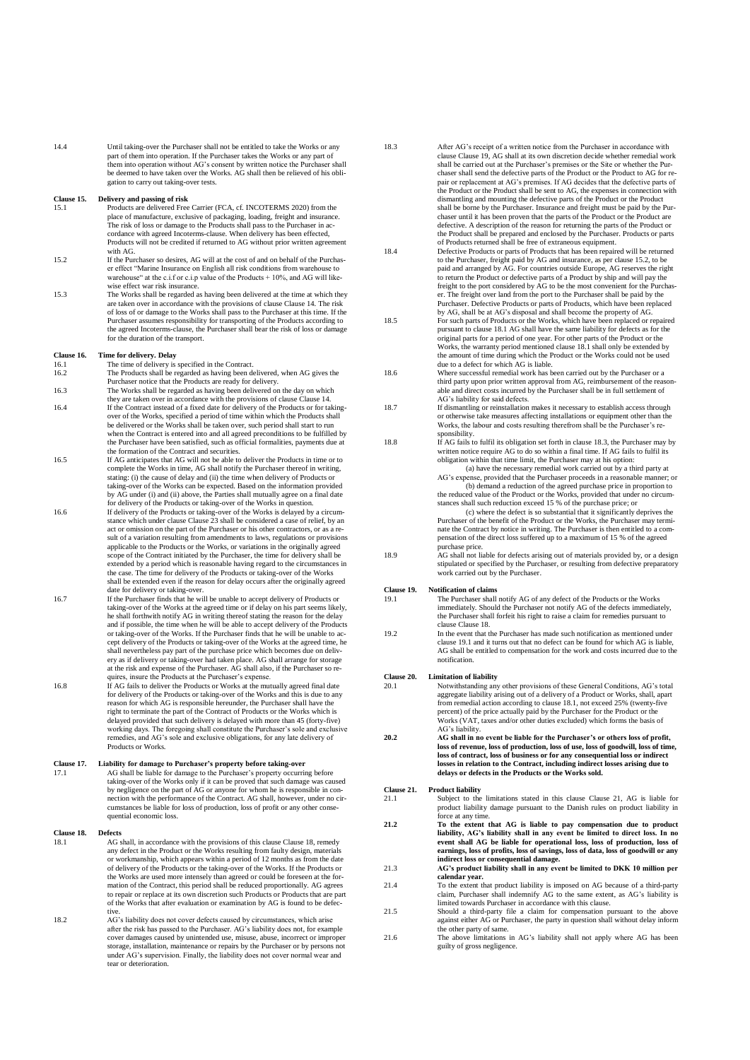**14.4** Until taking-over the Purchaser shall not be entitled to take the Works or any part of them into operation. If the Purchaser takes the Works or any part of them into operation without AG's consent by written notice the Purchaser shall be deemed to have taken over the Works. AG shall then be relieved of his obligation to carry out taking-over tests.

## Clause 15. Delivery and passing of risk

**15.1** Products are delivered Free Carrier (FCA, cf. INCOTERMS 2020) from the place of manufacture, exclusive of packaging, loading, freight and insurance. The risk of loss or damage to the Products shall pass to the Purchaser in accordance with agreed Incoterms-clause. When delivery has been effected, Products will not be credited if returned to AG without prior written agreement with AG.

**15.2** If the Purchaser so desires, AG will at the cost of and on behalf of the Purchaser effect "Marine Insurance on English all risk conditions from warehouse to warehouse" at the c.i.f or c.i.p value of the Products + 10%, and AG will likewise effect war risk insurance.

**15.3** The Works shall be regarded as having been delivered at the time at which they are taken over in accordance with the provisions of clause Clause 14. The risk of loss of or damage to the Works shall pass to the Purchaser at this time. If the Purchaser assumes responsibility for transporting of the Products according to the agreed Incoterms-clause, the Purchaser shall bear the risk of loss or damage for the duration of the transport.

## Clause 16. Time for delivery. Delay

**16.1** The time of delivery is specified in the Contract.

**16.2** The Products shall be regarded as having been delivered, when AG gives the Purchaser notice that the Products are ready for delivery.

**16.3** The Works shall be regarded as having been delivered on the day on which they are taken over in accordance with the provisions of clause Clause 14.

**16.4** If the Contract instead of a fixed date for delivery of the Products or for taking-over of the Works, specified a period of time within which the Products shall be delivered or the Works shall be taken over, such period shall start to run when the Contract is entered into and all agreed preconditions to be fulfilled by the Purchaser have been satisfied, such as official formalities, payments due at the formation of the Contract and securities.

**16.5** If AG anticipates that AG will not be able to deliver the Products in time or to complete the Works in time, AG shall notify the Purchaser thereof in writing, stating: (i) the cause of delay and (ii) the time when delivery of Products or taking-over of the Works can be expected. Based on the information provided by AG under (i) and (ii) above, the Parties shall mutually agree on a final date for delivery of the Products or taking-over of the Works in question.

**16.6** If delivery of the Products or taking-over of the Works is delayed by a circumstance which under clause Clause 23 shall be considered a case of relief, by an act or omission on the part of the Purchaser or his other contractors, or as a result of a variation resulting from amendments to laws, regulations or provisions applicable to the Products or the Works, or variations in the originally agreed scope of the Contract initiated by the Purchaser, the time for delivery shall be extended by a period which is reasonable having regard to the circumstances in the case. The time for delivery of the Products or taking-over of the Works shall be extended even if the reason for delay occurs after the originally agreed date for delivery or taking-over.

**16.7** If the Purchaser finds that he will be unable to accept delivery of Products or taking-over of the Works at the agreed time or if delay on his part seems likely, he shall forthwith notify AG in writing thereof stating the reason for the delay and if possible, the time when he will be able to accept delivery of the Products or taking-over of the Works. If the Purchaser finds that he will be unable to accept delivery of the Products or taking-over of the Works at the agreed time, he shall nevertheless pay part of the purchase price which becomes due on delivery as if delivery or taking-over had taken place. AG shall arrange for storage at the risk and expense of the Purchaser. AG shall also, if the Purchaser so requires, insure the Products at the Purchaser's expense.

**16.8** If AG fails to deliver the Products or Works at the mutually agreed final date for delivery of the Products or taking-over of the Works and this is due to any reason for which AG is responsible hereunder, the Purchaser shall have the right to terminate the part of the Contract of Products or the Works which is delayed provided that such delivery is delayed with more than 45 (forty-five) working days. The foregoing shall constitute the Purchaser's sole and exclusive remedies, and AG's sole and exclusive obligations, for any late delivery of Products or Works.

## Clause 17. Liability for damage to Purchaser's property before taking-over

**17.1** AG shall be liable for damage to the Purchaser's property occurring before taking-over of the Works only if it can be proved that such damage was caused by negligence on the part of AG or anyone for whom he is responsible in connection with the performance of the Contract. AG shall, however, under no circumstances be liable for loss of production, loss of profit or any other consequential economic loss.

## Clause 18. Defects

**18.1** AG shall, in accordance with the provisions of this clause Clause 18, remedy any defect in the Product or the Works resulting from faulty design, materials or workmanship, which appears within a period of 12 months as from the date of delivery of the Products or the taking-over of the Works. If the Products or the Works are used more intensely than agreed or could be foreseen at the formation of the Contract, this period shall be reduced proportionally. AG agrees to repair or replace at its own discretion such Products or Products that are part of the Works that after evaluation or examination by AG is found to be defective.

**18.2** AG's liability does not cover defects caused by circumstances, which arise after the risk has passed to the Purchaser. AG's liability does not, for example cover damages caused by unintended use, misuse, abuse, incorrect or improper storage, installation, maintenance or repairs by the Purchaser or by persons not under AG's supervision. Finally, the liability does not cover normal wear and tear or deterioration.

**18.3** After AG's receipt of a written notice from the Purchaser in accordance with clause Clause 19, AG shall at its own discretion decide whether remedial work shall be carried out at the Purchaser's premises or the Site or whether the Purchaser shall send the defective parts of the Product or the Product to AG for repair or replacement at AG's premises. If AG decides that the defective parts of the Product or the Product shall be sent to AG, the expenses in connection with dismantling and mounting the defective parts of the Product or the Product shall be borne by the Purchaser. Insurance and freight must be paid by the Purchaser until it has been proven that the parts of the Product or the Product are defective. A description of the reason for returning the parts of the Product or the Product shall be prepared and enclosed by the Purchaser. Products or parts of Products returned shall be free of extraneous equipment.

**18.4** Defective Products or parts of Products that has been repaired will be returned to the Purchaser, freight paid by AG and insurance, as per clause 15.2, to be paid and arranged by AG. For countries outside Europe, AG reserves the right to return the Product or defective parts of a Product by ship and will pay the freight to the port considered by AG to be the most convenient for the Purchaser. The freight over land from the port to the Purchaser shall be paid by the Purchaser. Defective Products or parts of Products, which have been replaced by AG, shall be at AG's disposal and shall become the property of AG.

**18.5** For such parts of Products or the Works, which have been replaced or repaired pursuant to clause 18.1 AG shall have the same liability for defects as for the original parts for a period of one year. For other parts of the Product or the Works, the warranty period mentioned clause 18.1 shall only be extended by the amount of time during which the Product or the Works could not be used due to a defect for which AG is liable.

**18.6** Where successful remedial work has been carried out by the Purchaser or a third party upon prior written approval from AG, reimbursement of the reasonable and direct costs incurred by the Purchaser shall be in full settlement of AG's liability for said defects.

**18.7** If dismantling or reinstallation makes it necessary to establish access through or otherwise take measures affecting installations or equipment other than the Works, the labour and costs resulting therefrom shall be the Purchaser's responsibility.

**18.8** If AG fails to fulfil its obligation set forth in clause 18.3, the Purchaser may by written notice require AG to do so within a final time. If AG fails to fulfil its obligation within that time limit, the Purchaser may at his option:

(a) have the necessary remedial work carried out by a third party at AG's expense, provided that the Purchaser proceeds in a reasonable manner; or

(b) demand a reduction of the agreed purchase price in proportion to the reduced value of the Product or the Works, provided that under no circumstances shall such reduction exceed 15 % of the purchase price; or

(c) where the defect is so substantial that it significantly deprives the Purchaser of the benefit of the Product or the Works, the Purchaser may terminate the Contract by notice in writing. The Purchaser is then entitled to a compensation of the direct loss suffered up to a maximum of 15 % of the agreed purchase price.

**18.9** AG shall not liable for defects arising out of materials provided by, or a design stipulated or specified by the Purchaser, or resulting from defective preparatory work carried out by the Purchaser.

## Clause 19. Notification of claims

**19.1** The Purchaser shall notify AG of any defect of the Products or the Works immediately. Should the Purchaser not notify AG of the defects immediately, the Purchaser shall forfeit his right to raise a claim for remedies pursuant to clause Clause 18.

**19.2** In the event that the Purchaser has made such notification as mentioned under clause 19.1 and it turns out that no defect can be found for which AG is liable, AG shall be entitled to compensation for the work and costs incurred due to the notification.

## Clause 20. Limitation of liability

**20.1** Notwithstanding any other provisions of these General Conditions, AG's total aggregate liability arising out of a delivery of a Product or Works, shall, apart from remedial action according to clause 18.1, not exceed 25% (twenty-five percent) of the price actually paid by the Purchaser for the Product or the Works (VAT, taxes and/or other duties excluded) which forms the basis of AG's liability.

**20.2** **AG shall in no event be liable for the Purchaser's or others loss of profit, loss of revenue, loss of production, loss of use, loss of goodwill, loss of time, loss of contract, loss of business or for any consequential loss or indirect losses in relation to the Contract, including indirect losses arising due to delays or defects in the Products or the Works sold.**

## Clause 21. Product liability

**21.1** Subject to the limitations stated in this clause Clause 21, AG is liable for product liability damage pursuant to the Danish rules on product liability in force at any time.

**21.2** **To the extent that AG is liable to pay compensation due to product liability, AG's liability shall in any event be limited to direct loss. In no event shall AG be liable for operational loss, loss of production, loss of earnings, loss of profits, loss of savings, loss of data, loss of goodwill or any indirect loss or consequential damage.**

**21.3** **AG's product liability shall in any event be limited to DKK 10 million per calendar year.**

**21.4** To the extent that product liability is imposed on AG because of a third-party claim, Purchaser shall indemnify AG to the same extent, as AG's liability is limited towards Purchaser in accordance with this clause.

**21.5** Should a third-party file a claim for compensation pursuant to the above against either AG or Purchaser, the party in question shall without delay inform the other party of same.

**21.6** The above limitations in AG's liability shall not apply where AG has been guilty of gross negligence.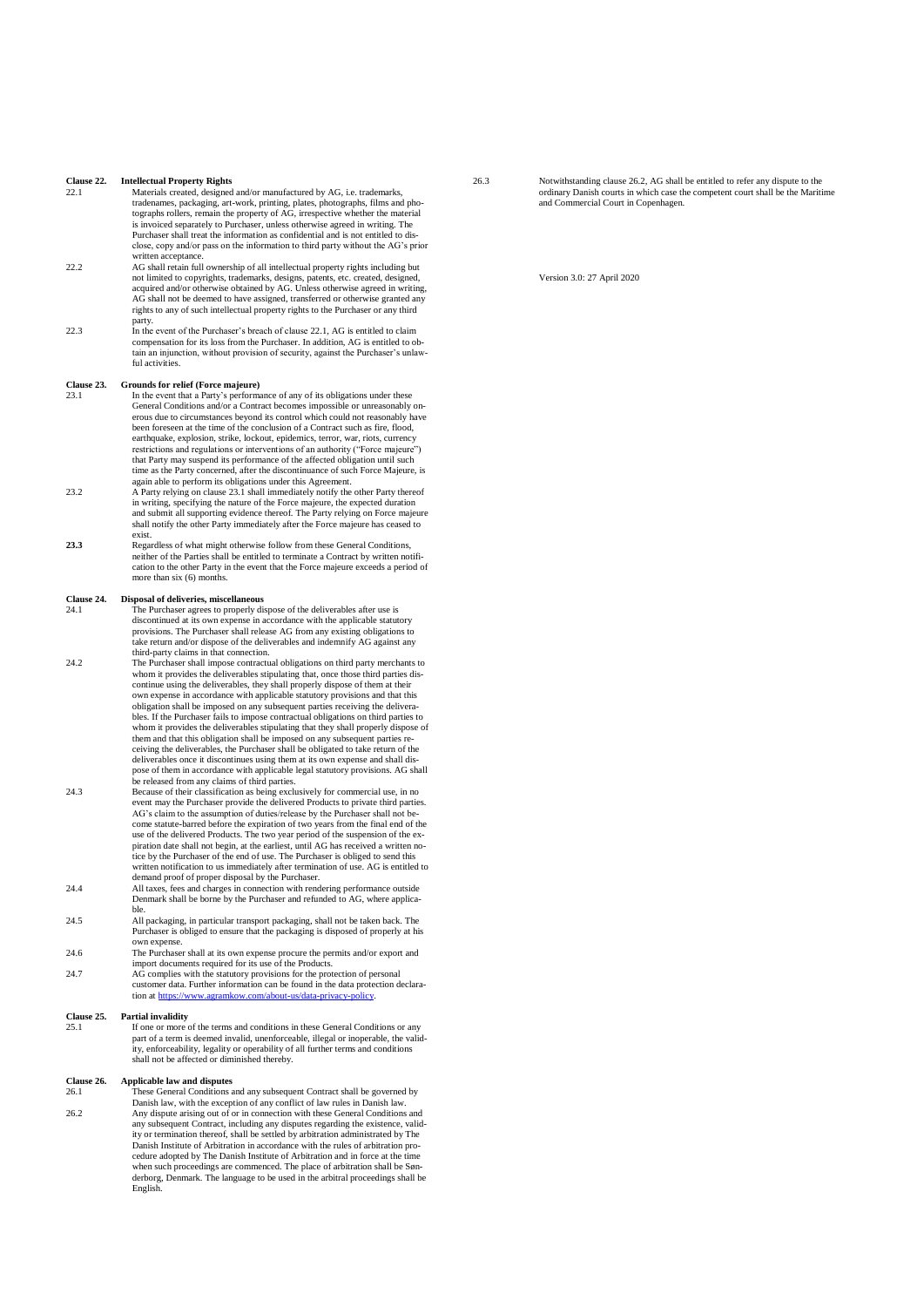## Clause 22. Intellectual Property Rights

22.1 Materials created, designed and/or manufactured by AG, i.e. trademarks, tradenames, packaging, art-work, printing, plates, photographs, films and photographs rollers, remain the property of AG, irrespective whether the material is invoiced separately to Purchaser, unless otherwise agreed in writing. The Purchaser shall treat the information as confidential and is not entitled to disclose, copy and/or pass on the information to third party without the AG's prior written acceptance.

22.2 AG shall retain full ownership of all intellectual property rights including but not limited to copyrights, trademarks, designs, patents, etc. created, designed, acquired and/or otherwise obtained by AG. Unless otherwise agreed in writing, AG shall not be deemed to have assigned, transferred or otherwise granted any rights to any of such intellectual property rights to the Purchaser or any third party.

22.3 In the event of the Purchaser's breach of clause 22.1, AG is entitled to claim compensation for its loss from the Purchaser. In addition, AG is entitled to obtain an injunction, without provision of security, against the Purchaser's unlawful activities.

## Clause 23. Grounds for relief (Force majeure)

23.1 In the event that a Party's performance of any of its obligations under these General Conditions and/or a Contract becomes impossible or unreasonably onerous due to circumstances beyond its control which could not reasonably have been foreseen at the time of the conclusion of a Contract such as fire, flood, earthquake, explosion, strike, lockout, epidemics, terror, war, riots, currency restrictions and regulations or interventions of an authority ("Force majeure") that Party may suspend its performance of the affected obligation until such time as the Party concerned, after the discontinuance of such Force Majeure, is again able to perform its obligations under this Agreement.

23.2 A Party relying on clause 23.1 shall immediately notify the other Party thereof in writing, specifying the nature of the Force majeure, the expected duration and submit all supporting evidence thereof. The Party relying on Force majeure shall notify the other Party immediately after the Force majeure has ceased to exist.

**23.3** Regardless of what might otherwise follow from these General Conditions, neither of the Parties shall be entitled to terminate a Contract by written notification to the other Party in the event that the Force majeure exceeds a period of more than six (6) months.

## Clause 24. Disposal of deliveries, miscellaneous

24.1 The Purchaser agrees to properly dispose of the deliverables after use is discontinued at its own expense in accordance with the applicable statutory provisions. The Purchaser shall release AG from any existing obligations to take return and/or dispose of the deliverables and indemnify AG against any third-party claims in that connection.

24.2 The Purchaser shall impose contractual obligations on third party merchants to whom it provides the deliverables stipulating that, once those third parties discontinue using the deliverables, they shall properly dispose of them at their own expense in accordance with applicable statutory provisions and that this obligation shall be imposed on any subsequent parties receiving the deliverables. If the Purchaser fails to impose contractual obligations on third parties to whom it provides the deliverables stipulating that they shall properly dispose of them and that this obligation shall be imposed on any subsequent parties receiving the deliverables, the Purchaser shall be obligated to take return of the deliverables once it discontinues using them at its own expense and shall dispose of them in accordance with applicable legal statutory provisions. AG shall be released from any claims of third parties.

24.3 Because of their classification as being exclusively for commercial use, in no event may the Purchaser provide the delivered Products to private third parties. AG's claim to the assumption of duties/release by the Purchaser shall not become statute-barred before the expiration of two years from the final end of the use of the delivered Products. The two year period of the suspension of the expiration date shall not begin, at the earliest, until AG has received a written notice by the Purchaser of the end of use. The Purchaser is obliged to send this written notification to us immediately after termination of use. AG is entitled to demand proof of proper disposal by the Purchaser.

24.4 All taxes, fees and charges in connection with rendering performance outside Denmark shall be borne by the Purchaser and refunded to AG, where applicable.

24.5 All packaging, in particular transport packaging, shall not be taken back. The Purchaser is obliged to ensure that the packaging is disposed of properly at his own expense.

24.6 The Purchaser shall at its own expense procure the permits and/or export and import documents required for its use of the Products.

24.7 AG complies with the statutory provisions for the protection of personal customer data. Further information can be found in the data protection declaration at https://www.agramkow.com/about-us/data-privacy-policy.

## Clause 25. Partial invalidity

25.1 If one or more of the terms and conditions in these General Conditions or any part of a term is deemed invalid, unenforceable, illegal or inoperable, the validity, enforceability, legality or operability of all further terms and conditions shall not be affected or diminished thereby.

## Clause 26. Applicable law and disputes

26.1 These General Conditions and any subsequent Contract shall be governed by Danish law, with the exception of any conflict of law rules in Danish law.

26.2 Any dispute arising out of or in connection with these General Conditions and any subsequent Contract, including any disputes regarding the existence, validity or termination thereof, shall be settled by arbitration administrated by The Danish Institute of Arbitration in accordance with the rules of arbitration procedure adopted by The Danish Institute of Arbitration and in force at the time when such proceedings are commenced. The place of arbitration shall be Sønderborg, Denmark. The language to be used in the arbitral proceedings shall be English.

26.3 Notwithstanding clause 26.2, AG shall be entitled to refer any dispute to the ordinary Danish courts in which case the competent court shall be the Maritime and Commercial Court in Copenhagen.

Version 3.0: 27 April 2020